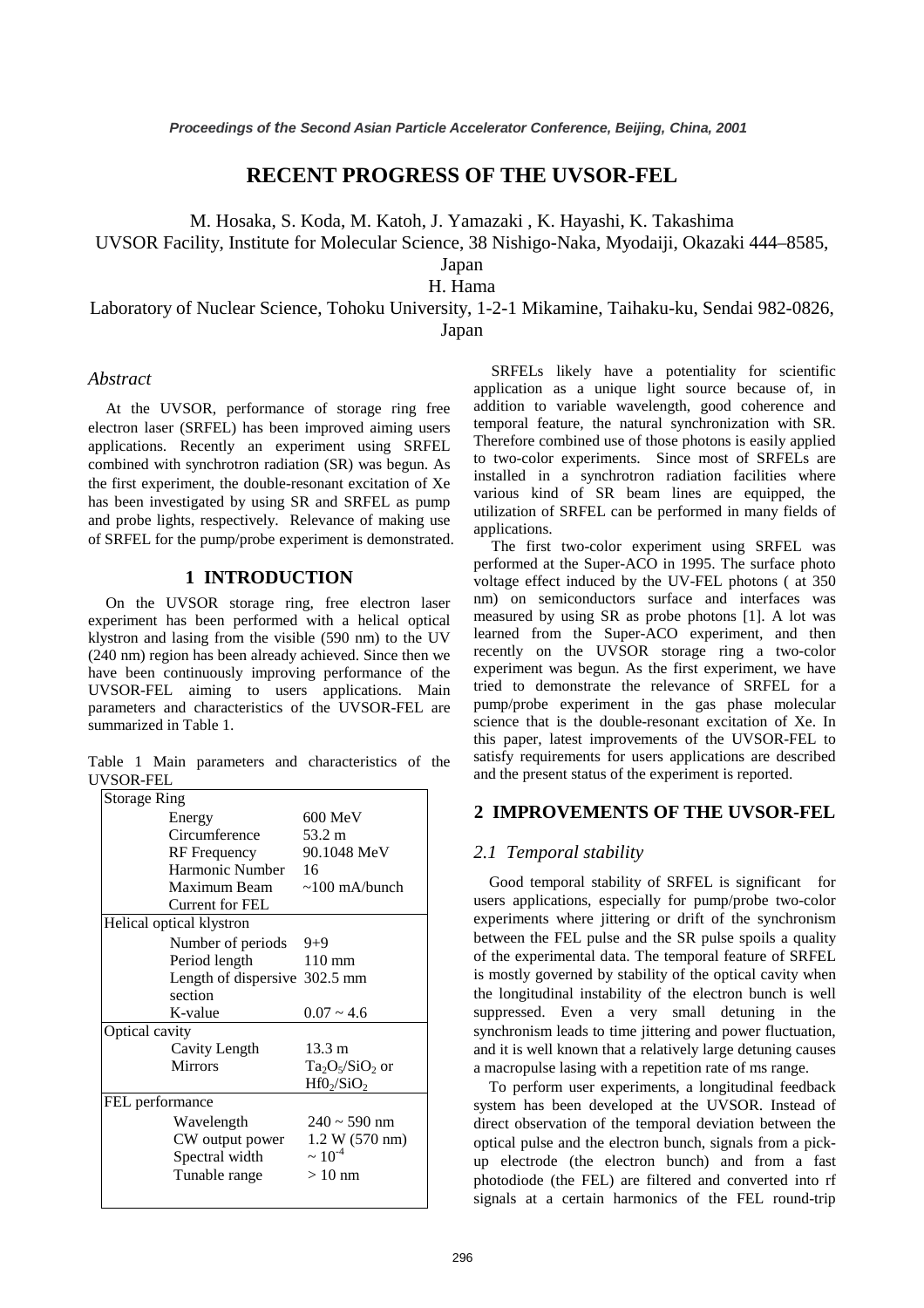# RECENT PROGRESS OF THE UVSOR-FEL

M. Hosaka, S. Koda, M. Katoh, J. Yamazaki , K. Hayashi, K. Takashima
UVSOR Facility, Institute for Molecular Science, 38 Nishigo-Naka, Myodaiji, Okazaki 444–8585, Japan
H. Hama
Laboratory of Nuclear Science, Tohoku University, 1-2-1 Mikamine, Taihaku-ku, Sendai 982-0826, Japan

## *Abstract*

At the UVSOR, performance of storage ring free electron laser (SRFEL) has been improved aiming users applications. Recently an experiment using SRFEL combined with synchrotron radiation (SR) was begun. As the first experiment, the double-resonant excitation of Xe has been investigated by using SR and SRFEL as pump and probe lights, respectively. Relevance of making use of SRFEL for the pump/probe experiment is demonstrated.

## 1 INTRODUCTION

On the UVSOR storage ring, free electron laser experiment has been performed with a helical optical klystron and lasing from the visible (590 nm) to the UV (240 nm) region has been already achieved. Since then we have been continuously improving performance of the UVSOR-FEL aiming to users applications. Main parameters and characteristics of the UVSOR-FEL are summarized in Table 1.

Table 1 Main parameters and characteristics of the UVSOR-FEL

| | |
|---|---|
| **Storage Ring** | |
| Energy | 600 MeV |
| Circumference | 53.2 m |
| RF Frequency | 90.1048 MeV |
| Harmonic Number | 16 |
| Maximum Beam Current for FEL | ~100 mA/bunch |
| **Helical optical klystron** | |
| Number of periods | 9+9 |
| Period length | 110 mm |
| Length of dispersive section | 302.5 mm |
| K-value | 0.07 ~ 4.6 |
| **Optical cavity** | |
| Cavity Length | 13.3 m |
| Mirrors | $Ta_2O_5/SiO_2$ or $Hf0_2/SiO_2$ |
| **FEL performance** | |
| Wavelength | 240 ~ 590 nm |
| CW output power | 1.2 W (570 nm) |
| Spectral width | ~ $10^{-4}$ |
| Tunable range | > 10 nm |

SRFELs likely have a potentiality for scientific application as a unique light source because of, in addition to variable wavelength, good coherence and temporal feature, the natural synchronization with SR. Therefore combined use of those photons is easily applied to two-color experiments. Since most of SRFELs are installed in a synchrotron radiation facilities where various kind of SR beam lines are equipped, the utilization of SRFEL can be performed in many fields of applications.

The first two-color experiment using SRFEL was performed at the Super-ACO in 1995. The surface photo voltage effect induced by the UV-FEL photons ( at 350 nm) on semiconductors surface and interfaces was measured by using SR as probe photons [1]. A lot was learned from the Super-ACO experiment, and then recently on the UVSOR storage ring a two-color experiment was begun. As the first experiment, we have tried to demonstrate the relevance of SRFEL for a pump/probe experiment in the gas phase molecular science that is the double-resonant excitation of Xe. In this paper, latest improvements of the UVSOR-FEL to satisfy requirements for users applications are described and the present status of the experiment is reported.

## 2 IMPROVEMENTS OF THE UVSOR-FEL

### *2.1 Temporal stability*

Good temporal stability of SRFEL is significant for users applications, especially for pump/probe two-color experiments where jittering or drift of the synchronism between the FEL pulse and the SR pulse spoils a quality of the experimental data. The temporal feature of SRFEL is mostly governed by stability of the optical cavity when the longitudinal instability of the electron bunch is well suppressed. Even a very small detuning in the synchronism leads to time jittering and power fluctuation, and it is well known that a relatively large detuning causes a macropulse lasing with a repetition rate of ms range.

To perform user experiments, a longitudinal feedback system has been developed at the UVSOR. Instead of direct observation of the temporal deviation between the optical pulse and the electron bunch, signals from a pick-up electrode (the electron bunch) and from a fast photodiode (the FEL) are filtered and converted into rf signals at a certain harmonics of the FEL round-trip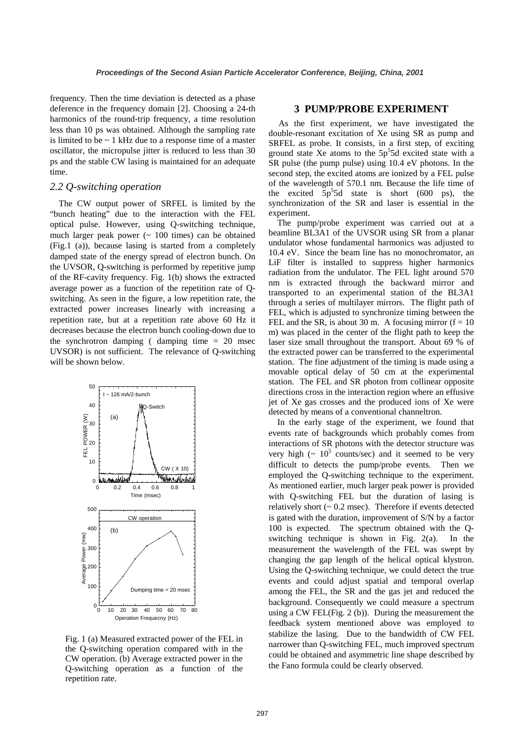frequency. Then the time deviation is detected as a phase deference in the frequency domain [2]. Choosing a 24-th harmonics of the round-trip frequency, a time resolution less than 10 ps was obtained. Although the sampling rate is limited to be ~ 1 kHz due to a response time of a master oscillator, the micropulse jitter is reduced to less than 30 ps and the stable CW lasing is maintained for an adequate time.

### *2.2 Q-switching operation*

The CW output power of SRFEL is limited by the "bunch heating" due to the interaction with the FEL optical pulse. However, using Q-switching technique, much larger peak power (~ 100 times) can be obtained (Fig.1 (a)), because lasing is started from a completely damped state of the energy spread of electron bunch. On the UVSOR, Q-switching is performed by repetitive jump of the RF-cavity frequency. Fig. 1(b) shows the extracted average power as a function of the repetition rate of Q-switching. As seen in the figure, a low repetition rate, the extracted power increases linearly with increasing a repetition rate, but at a repetition rate above 60 Hz it decreases because the electron bunch cooling-down due to the synchrotron damping ( damping time = 20 msec UVSOR) is not sufficient. The relevance of Q-switching will be shown below.

Fig. 1 (a) Measured extracted power of the FEL in the Q-switching operation compared with in the CW operation. (b) Average extracted power in the Q-switching operation as a function of the repetition rate.

## 3 PUMP/PROBE EXPERIMENT

As the first experiment, we have investigated the double-resonant excitation of Xe using SR as pump and SRFEL as probe. It consists, in a first step, of exciting ground state Xe atoms to the $5p^5 5d$ excited state with a SR pulse (the pump pulse) using 10.4 eV photons. In the second step, the excited atoms are ionized by a FEL pulse of the wavelength of 570.1 nm. Because the life time of the excited $5p^5 5d$ state is short (600 ps), the synchronization of the SR and laser is essential in the experiment.

The pump/probe experiment was carried out at a beamline BL3A1 of the UVSOR using SR from a planar undulator whose fundamental harmonics was adjusted to 10.4 eV. Since the beam line has no monochromator, an LiF filter is installed to suppress higher harmonics radiation from the undulator. The FEL light around 570 nm is extracted through the backward mirror and transported to an experimental station of the BL3A1 through a series of multilayer mirrors. The flight path of FEL, which is adjusted to synchronize timing between the FEL and the SR, is about 30 m. A focusing mirror (f = 10 m) was placed in the center of the flight path to keep the laser size small throughout the transport. About 69 % of the extracted power can be transferred to the experimental station. The fine adjustment of the timing is made using a movable optical delay of 50 cm at the experimental station. The FEL and SR photon from collinear opposite directions cross in the interaction region where an effusive jet of Xe gas crosses and the produced ions of Xe were detected by means of a conventional channeltron.

In the early stage of the experiment, we found that events rate of backgrounds which probably comes from interactions of SR photons with the detector structure was very high (~ $10^5$ counts/sec) and it seemed to be very difficult to detects the pump/probe events. Then we employed the Q-switching technique to the experiment. As mentioned earlier, much larger peak power is provided with Q-switching FEL but the duration of lasing is relatively short (~ 0.2 msec). Therefore if events detected is gated with the duration, improvement of S/N by a factor 100 is expected. The spectrum obtained with the Q-switching technique is shown in Fig. 2(a). In the measurement the wavelength of the FEL was swept by changing the gap length of the helical optical klystron. Using the Q-switching technique, we could detect the true events and could adjust spatial and temporal overlap among the FEL, the SR and the gas jet and reduced the background. Consequently we could measure a spectrum using a CW FEL(Fig. 2 (b)). During the measurement the feedback system mentioned above was employed to stabilize the lasing. Due to the bandwidth of CW FEL narrower than Q-switching FEL, much improved spectrum could be obtained and asymmetric line shape described by the Fano formula could be clearly observed.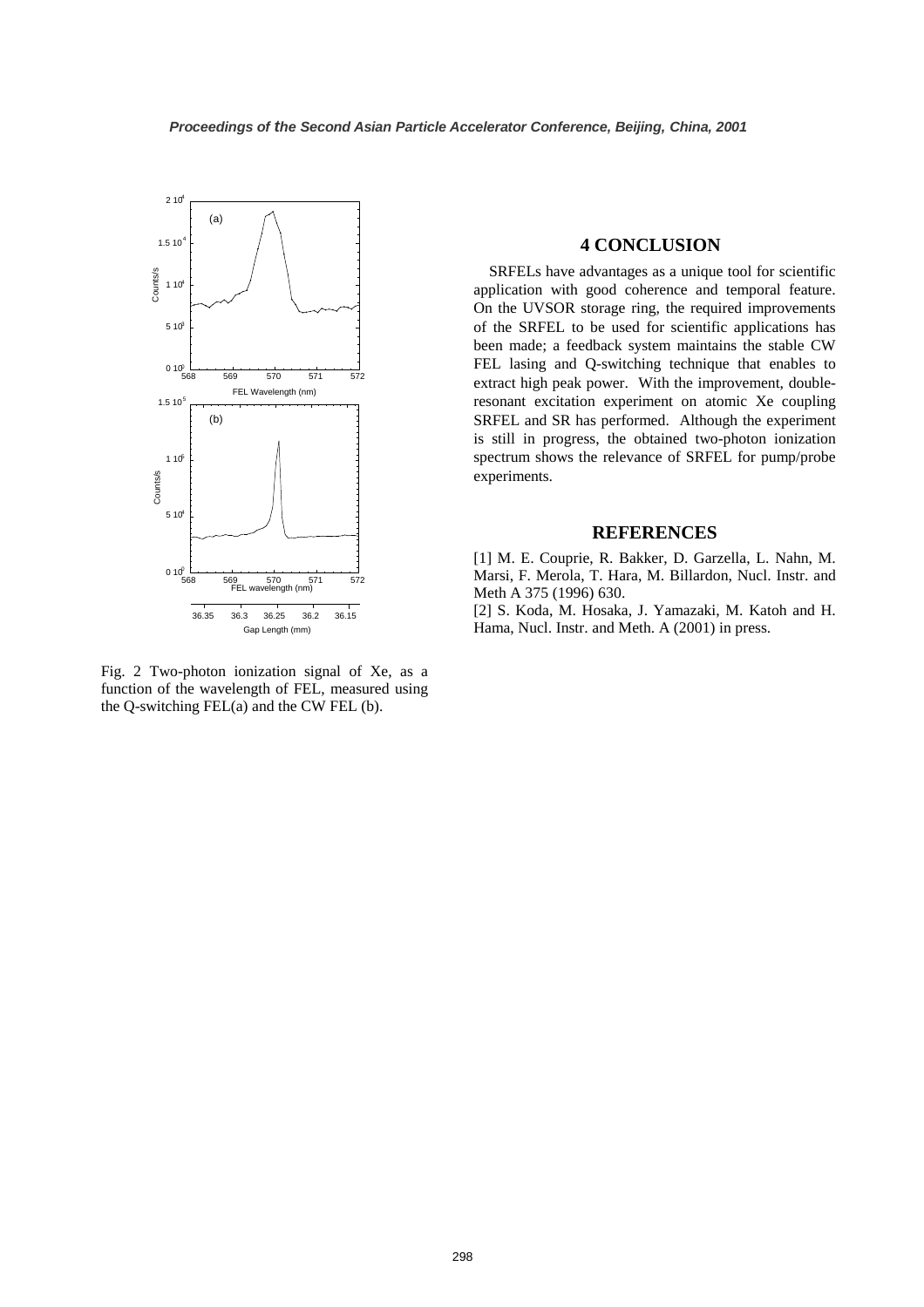(a)

2 10⁴

1.5 10⁴

1 10⁴

5 10³

0 10⁰

Counts/s

568 569 570 571 572

FEL Wavelength (nm)

(b)

1.5 10⁵

1 10⁵

5 10⁴

0 10⁰

Counts/s

568 569 570 571 572

FEL wavelength (nm)

36.35 36.3 36.25 36.2 36.15

Gap Length (mm)

Fig. 2 Two-photon ionization signal of Xe, as a function of the wavelength of FEL, measured using the Q-switching FEL(a) and the CW FEL (b).

## 4 CONCLUSION

SRFELs have advantages as a unique tool for scientific application with good coherence and temporal feature. On the UVSOR storage ring, the required improvements of the SRFEL to be used for scientific applications has been made; a feedback system maintains the stable CW FEL lasing and Q-switching technique that enables to extract high peak power. With the improvement, double-resonant excitation experiment on atomic Xe coupling SRFEL and SR has performed. Although the experiment is still in progress, the obtained two-photon ionization spectrum shows the relevance of SRFEL for pump/probe experiments.

## REFERENCES

[1] M. E. Couprie, R. Bakker, D. Garzella, L. Nahn, M. Marsi, F. Merola, T. Hara, M. Billardon, Nucl. Instr. and Meth A 375 (1996) 630.

[2] S. Koda, M. Hosaka, J. Yamazaki, M. Katoh and H. Hama, Nucl. Instr. and Meth. A (2001) in press.